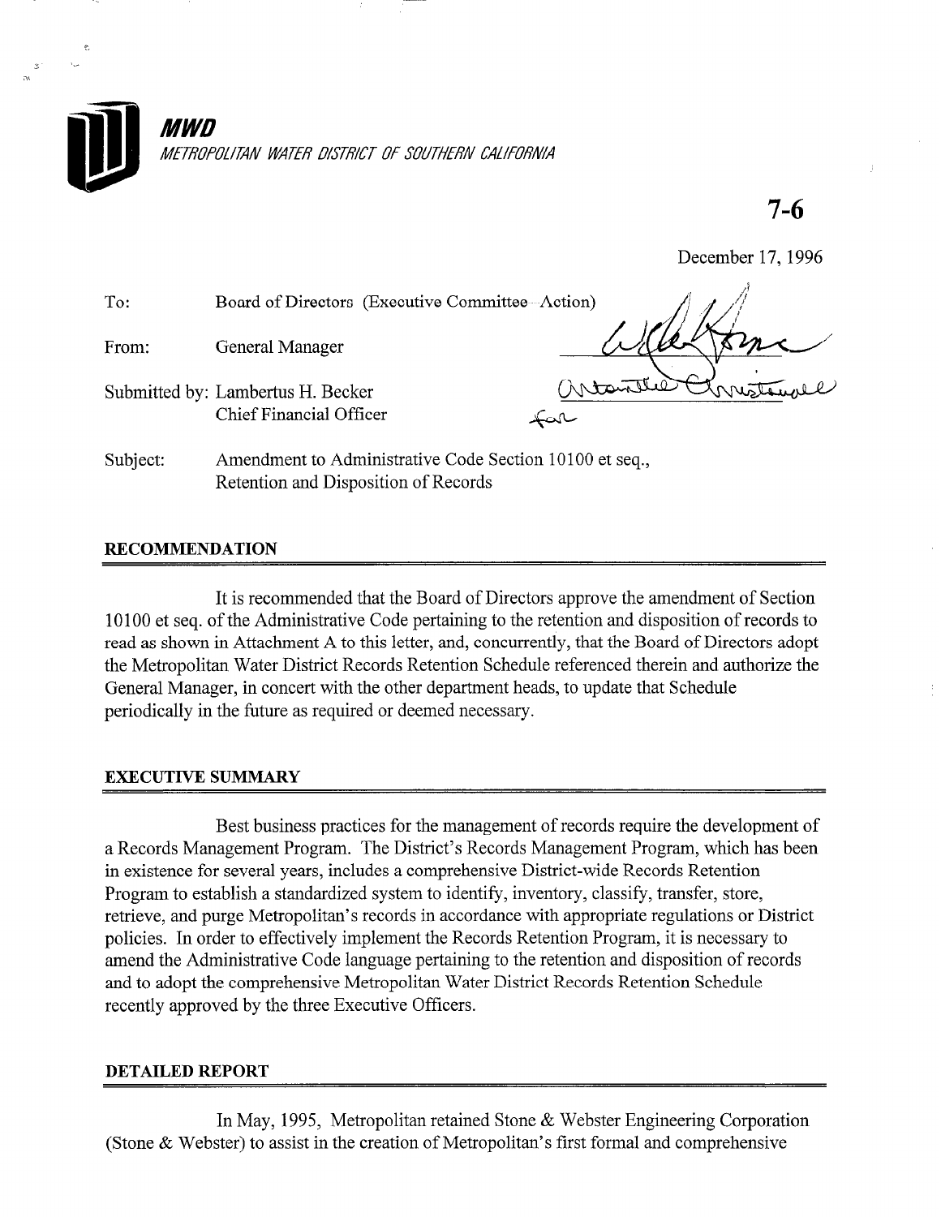**MWD**

*METROPOLITAN WATER DISTRICT OF SOUTHERN CALIFORNIA*

**7-6**

December 17, 1996

To: Board of Directors (Executive Committee--Action)

From: General Manager

Submitted by: Lambertus H. Becker
Chief Financial Officer

Subject: Amendment to Administrative Code Section 10100 et seq., Retention and Disposition of Records

## RECOMMENDATION

It is recommended that the Board of Directors approve the amendment of Section 10100 et seq. of the Administrative Code pertaining to the retention and disposition of records to read as shown in Attachment A to this letter, and, concurrently, that the Board of Directors adopt the Metropolitan Water District Records Retention Schedule referenced therein and authorize the General Manager, in concert with the other department heads, to update that Schedule periodically in the future as required or deemed necessary.

## EXECUTIVE SUMMARY

Best business practices for the management of records require the development of a Records Management Program. The District's Records Management Program, which has been in existence for several years, includes a comprehensive District-wide Records Retention Program to establish a standardized system to identify, inventory, classify, transfer, store, retrieve, and purge Metropolitan's records in accordance with appropriate regulations or District policies. In order to effectively implement the Records Retention Program, it is necessary to amend the Administrative Code language pertaining to the retention and disposition of records and to adopt the comprehensive Metropolitan Water District Records Retention Schedule recently approved by the three Executive Officers.

## DETAILED REPORT

In May, 1995, Metropolitan retained Stone & Webster Engineering Corporation (Stone & Webster) to assist in the creation of Metropolitan's first formal and comprehensive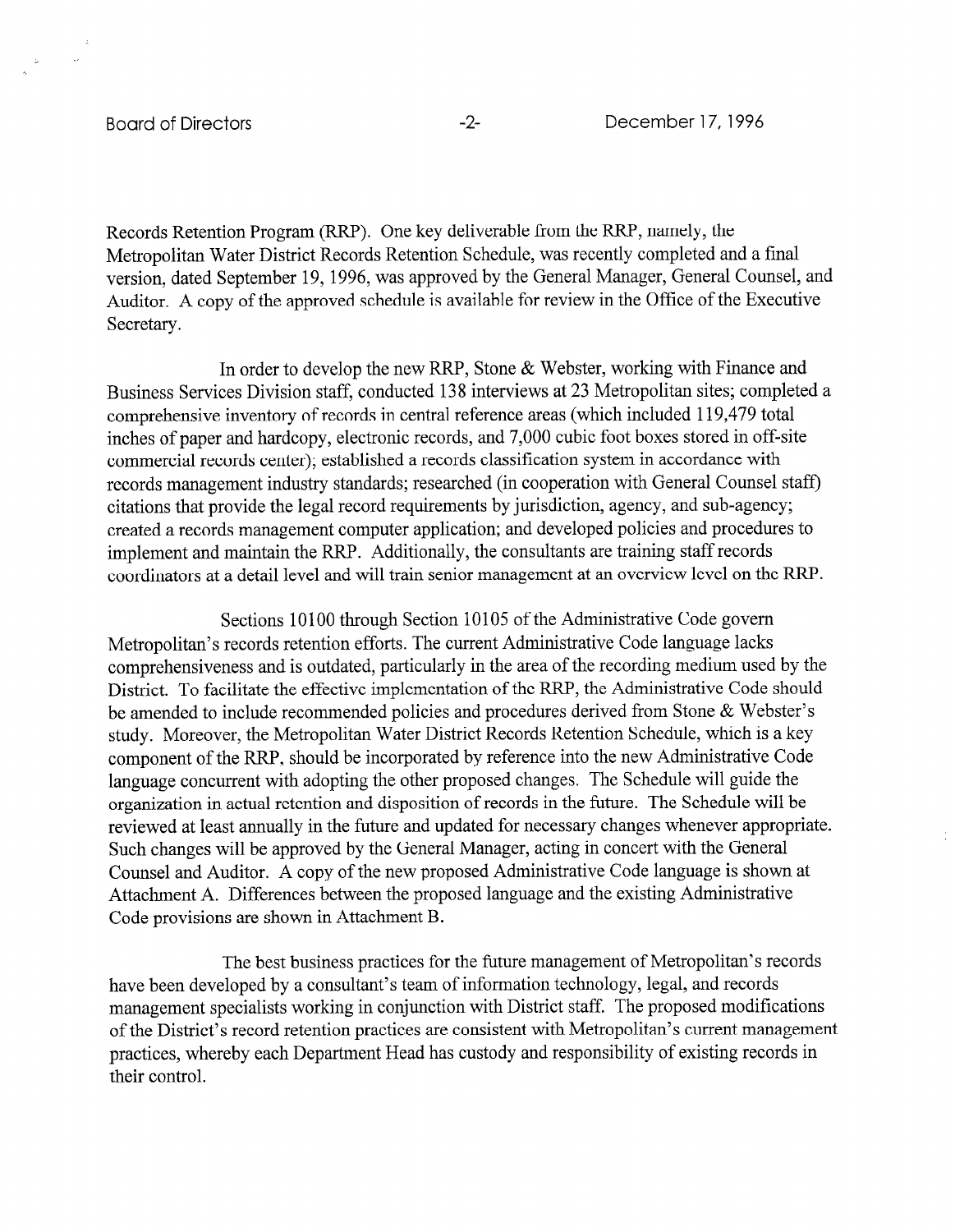Records Retention Program (RRP). One key deliverable from the RRP, namely, the Metropolitan Water District Records Retention Schedule, was recently completed and a final version, dated September 19, 1996, was approved by the General Manager, General Counsel, and Auditor. A copy of the approved schedule is available for review in the Office of the Executive Secretary.

In order to develop the new RRP, Stone & Webster, working with Finance and Business Services Division staff, conducted 138 interviews at 23 Metropolitan sites; completed a comprehensive inventory of records in central reference areas (which included 119,479 total inches of paper and hardcopy, electronic records, and 7,000 cubic foot boxes stored in off-site commercial records center); established a records classification system in accordance with records management industry standards; researched (in cooperation with General Counsel staff) citations that provide the legal record requirements by jurisdiction, agency, and sub-agency; created a records management computer application; and developed policies and procedures to implement and maintain the RRP. Additionally, the consultants are training staff records coordinators at a detail level and will train senior management at an overview level on the RRP.

Sections 10100 through Section 10105 of the Administrative Code govern Metropolitan's records retention efforts. The current Administrative Code language lacks comprehensiveness and is outdated, particularly in the area of the recording medium used by the District. To facilitate the effective implementation of the RRP, the Administrative Code should be amended to include recommended policies and procedures derived from Stone & Webster's study. Moreover, the Metropolitan Water District Records Retention Schedule, which is a key component of the RRP, should be incorporated by reference into the new Administrative Code language concurrent with adopting the other proposed changes. The Schedule will guide the organization in actual retention and disposition of records in the future. The Schedule will be reviewed at least annually in the future and updated for necessary changes whenever appropriate. Such changes will be approved by the General Manager, acting in concert with the General Counsel and Auditor. A copy of the new proposed Administrative Code language is shown at Attachment A. Differences between the proposed language and the existing Administrative Code provisions are shown in Attachment B.

The best business practices for the future management of Metropolitan's records have been developed by a consultant's team of information technology, legal, and records management specialists working in conjunction with District staff. The proposed modifications of the District's record retention practices are consistent with Metropolitan's current management practices, whereby each Department Head has custody and responsibility of existing records in their control.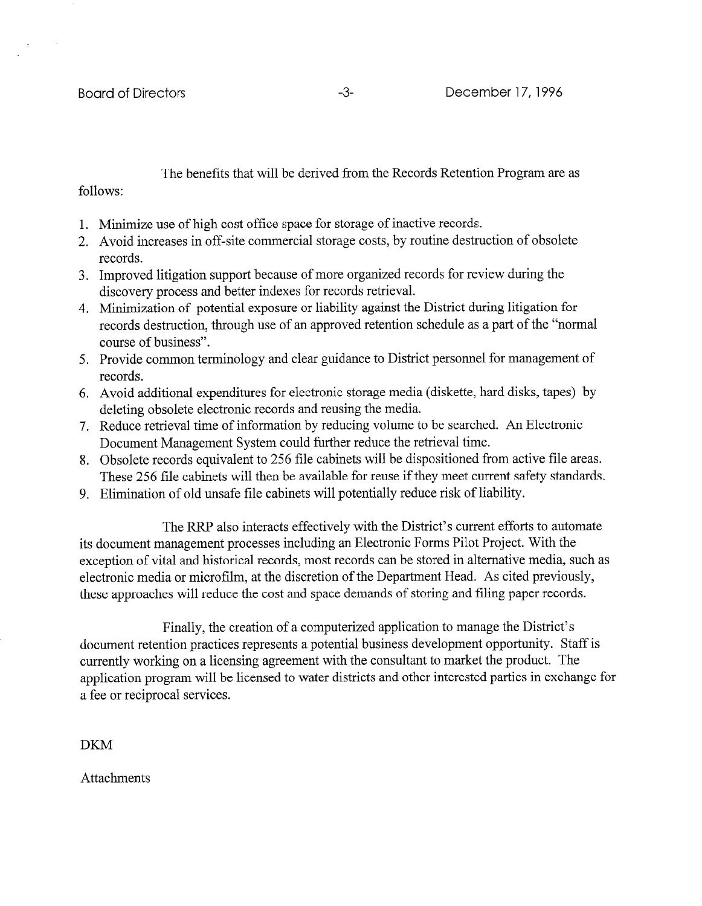The benefits that will be derived from the Records Retention Program are as follows:

1. Minimize use of high cost office space for storage of inactive records.
2. Avoid increases in off-site commercial storage costs, by routine destruction of obsolete records.
3. Improved litigation support because of more organized records for review during the discovery process and better indexes for records retrieval.
4. Minimization of potential exposure or liability against the District during litigation for records destruction, through use of an approved retention schedule as a part of the "normal course of business".
5. Provide common terminology and clear guidance to District personnel for management of records.
6. Avoid additional expenditures for electronic storage media (diskette, hard disks, tapes) by deleting obsolete electronic records and reusing the media.
7. Reduce retrieval time of information by reducing volume to be searched. An Electronic Document Management System could further reduce the retrieval time.
8. Obsolete records equivalent to 256 file cabinets will be dispositioned from active file areas. These 256 file cabinets will then be available for reuse if they meet current safety standards.
9. Elimination of old unsafe file cabinets will potentially reduce risk of liability.

The RRP also interacts effectively with the District's current efforts to automate its document management processes including an Electronic Forms Pilot Project. With the exception of vital and historical records, most records can be stored in alternative media, such as electronic media or microfilm, at the discretion of the Department Head. As cited previously, these approaches will reduce the cost and space demands of storing and filing paper records.

Finally, the creation of a computerized application to manage the District's document retention practices represents a potential business development opportunity. Staff is currently working on a licensing agreement with the consultant to market the product. The application program will be licensed to water districts and other interested parties in exchange for a fee or reciprocal services.

DKM

Attachments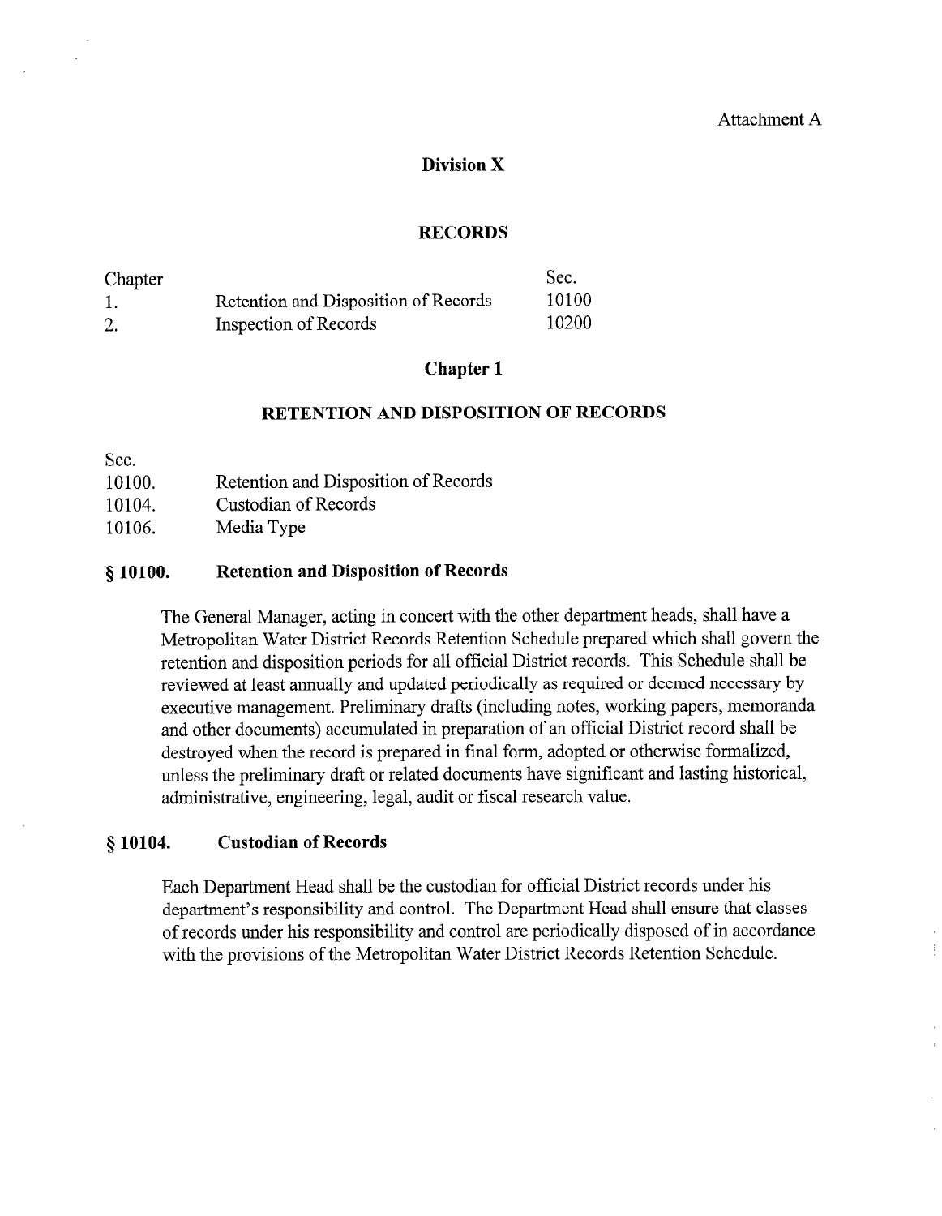Attachment A

# Division X

## RECORDS

| Chapter | | Sec. |
|---|---|---|
| 1. | Retention and Disposition of Records | 10100 |
| 2. | Inspection of Records | 10200 |

## Chapter 1

### RETENTION AND DISPOSITION OF RECORDS

| Sec. | |
|---|---|
| 10100. | Retention and Disposition of Records |
| 10104. | Custodian of Records |
| 10106. | Media Type |

### § 10100. Retention and Disposition of Records

The General Manager, acting in concert with the other department heads, shall have a Metropolitan Water District Records Retention Schedule prepared which shall govern the retention and disposition periods for all official District records. This Schedule shall be reviewed at least annually and updated periodically as required or deemed necessary by executive management. Preliminary drafts (including notes, working papers, memoranda and other documents) accumulated in preparation of an official District record shall be destroyed when the record is prepared in final form, adopted or otherwise formalized, unless the preliminary draft or related documents have significant and lasting historical, administrative, engineering, legal, audit or fiscal research value.

### § 10104. Custodian of Records

Each Department Head shall be the custodian for official District records under his department's responsibility and control. The Department Head shall ensure that classes of records under his responsibility and control are periodically disposed of in accordance with the provisions of the Metropolitan Water District Records Retention Schedule.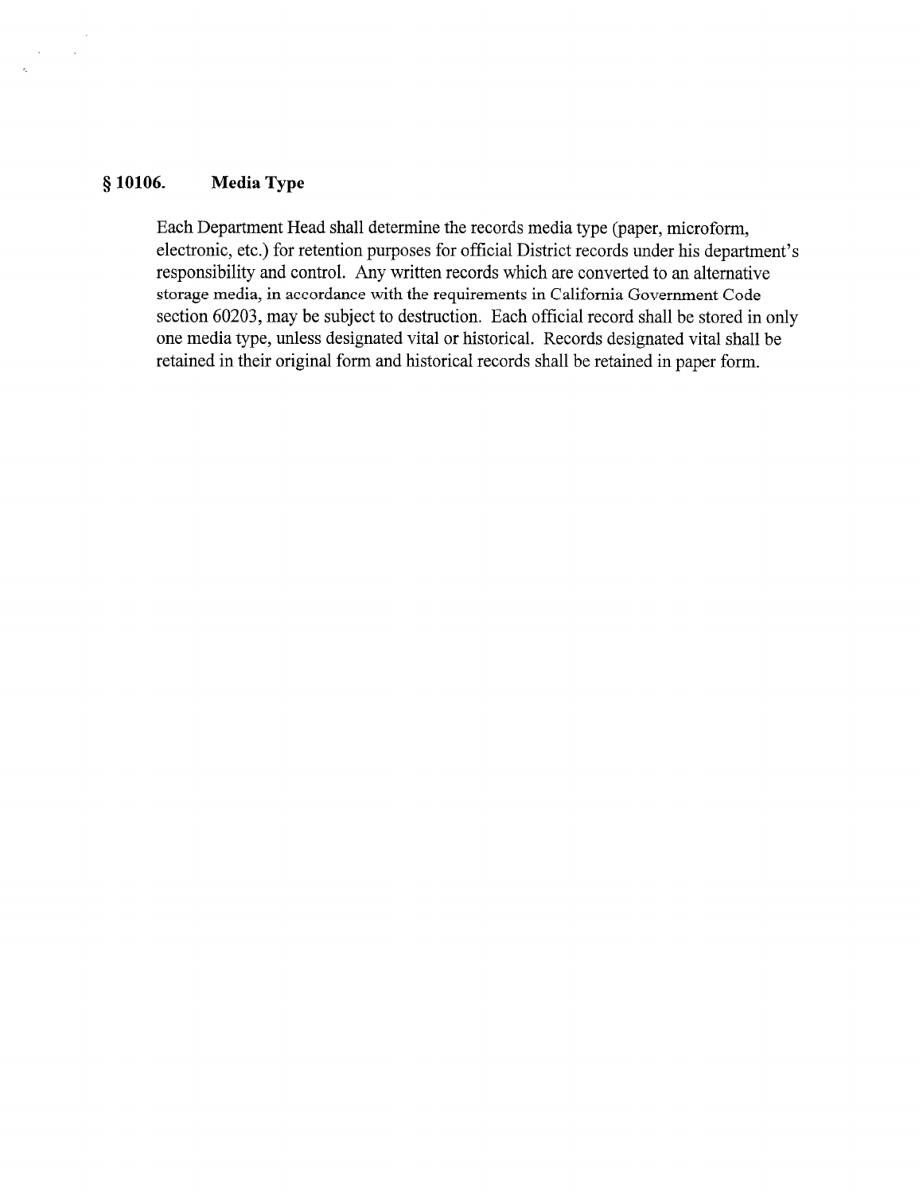## § 10106. Media Type

Each Department Head shall determine the records media type (paper, microform, electronic, etc.) for retention purposes for official District records under his department's responsibility and control. Any written records which are converted to an alternative storage media, in accordance with the requirements in California Government Code section 60203, may be subject to destruction. Each official record shall be stored in only one media type, unless designated vital or historical. Records designated vital shall be retained in their original form and historical records shall be retained in paper form.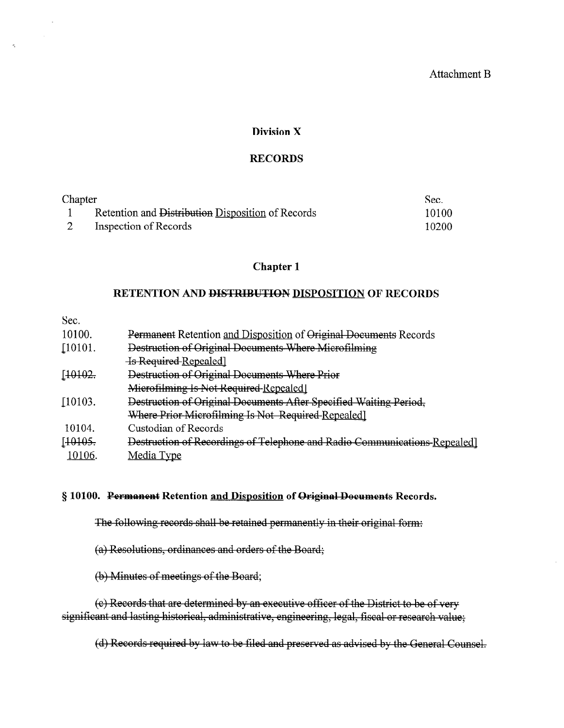Attachment B

## Division X

## RECORDS

| Chapter | | Sec. |
|---|---|---|
| 1 | Retention and ~~Distribution~~ Disposition of Records | 10100 |
| 2 | Inspection of Records | 10200 |

### Chapter 1

### RETENTION AND ~~DISTRIBUTION~~ DISPOSITION OF RECORDS

| Sec. | |
|---|---|
| 10100. | ~~Permanent~~ Retention and Disposition of ~~Original Documents~~ Records |
| [10101. | ~~Destruction of Original Documents Where Microfilming Is Required~~ Repealed] |
| [~~10102.~~ | ~~Destruction of Original Documents Where Prior Microfilming Is Not Required~~ Repealed] |
| [10103. | ~~Destruction of Original Documents After Specified Waiting Period, Where Prior Microfilming Is Not Required~~ Repealed] |
| 10104. | Custodian of Records |
| [~~10105.~~ | ~~Destruction of Recordings of Telephone and Radio Communications~~ Repealed] |
| 10106. | Media Type |

**§ 10100. ~~Permanent~~ Retention and Disposition of ~~Original Documents~~ Records.**

~~The following records shall be retained permanently in their original form:~~

~~(a) Resolutions, ordinances and orders of the Board;~~

~~(b) Minutes of meetings of the Board;~~

~~(c) Records that are determined by an executive officer of the District to be of very significant and lasting historical, administrative, engineering, legal, fiscal or research value;~~

~~(d) Records required by law to be filed and preserved as advised by the General Counsel.~~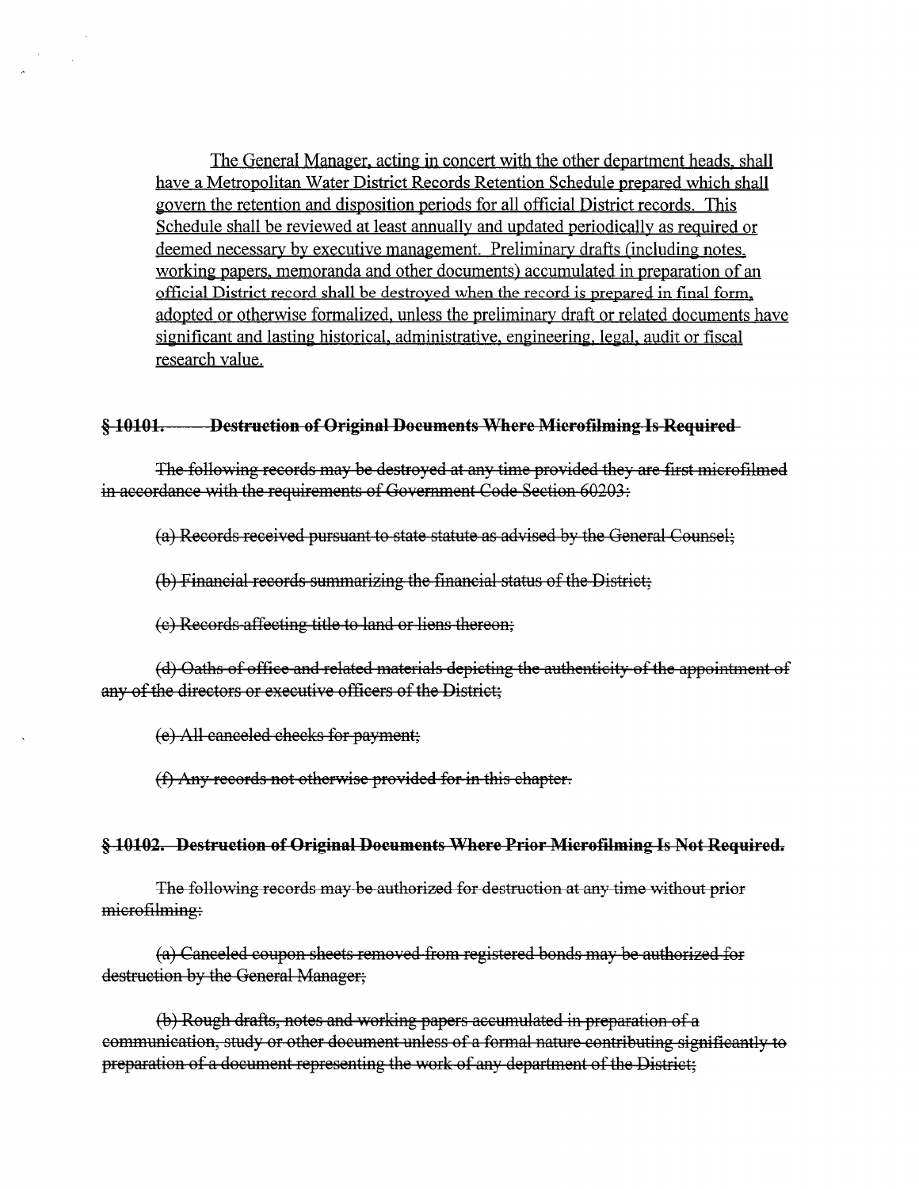The General Manager, acting in concert with the other department heads, shall have a Metropolitan Water District Records Retention Schedule prepared which shall govern the retention and disposition periods for all official District records. This Schedule shall be reviewed at least annually and updated periodically as required or deemed necessary by executive management. Preliminary drafts (including notes, working papers, memoranda and other documents) accumulated in preparation of an official District record shall be destroyed when the record is prepared in final form, adopted or otherwise formalized, unless the preliminary draft or related documents have significant and lasting historical, administrative, engineering, legal, audit or fiscal research value.

**~~§ 10101. Destruction of Original Documents Where Microfilming Is Required~~**

~~The following records may be destroyed at any time provided they are first microfilmed in accordance with the requirements of Government Code Section 60203:~~

~~(a) Records received pursuant to state statute as advised by the General Counsel;~~

~~(b) Financial records summarizing the financial status of the District;~~

~~(c) Records affecting title to land or liens thereon;~~

~~(d) Oaths of office and related materials depicting the authenticity of the appointment of any of the directors or executive officers of the District;~~

~~(e) All canceled checks for payment;~~

~~(f) Any records not otherwise provided for in this chapter.~~

**~~§ 10102. Destruction of Original Documents Where Prior Microfilming Is Not Required.~~**

~~The following records may be authorized for destruction at any time without prior microfilming:~~

~~(a) Canceled coupon sheets removed from registered bonds may be authorized for destruction by the General Manager;~~

~~(b) Rough drafts, notes and working papers accumulated in preparation of a communication, study or other document unless of a formal nature contributing significantly to preparation of a document representing the work of any department of the District;~~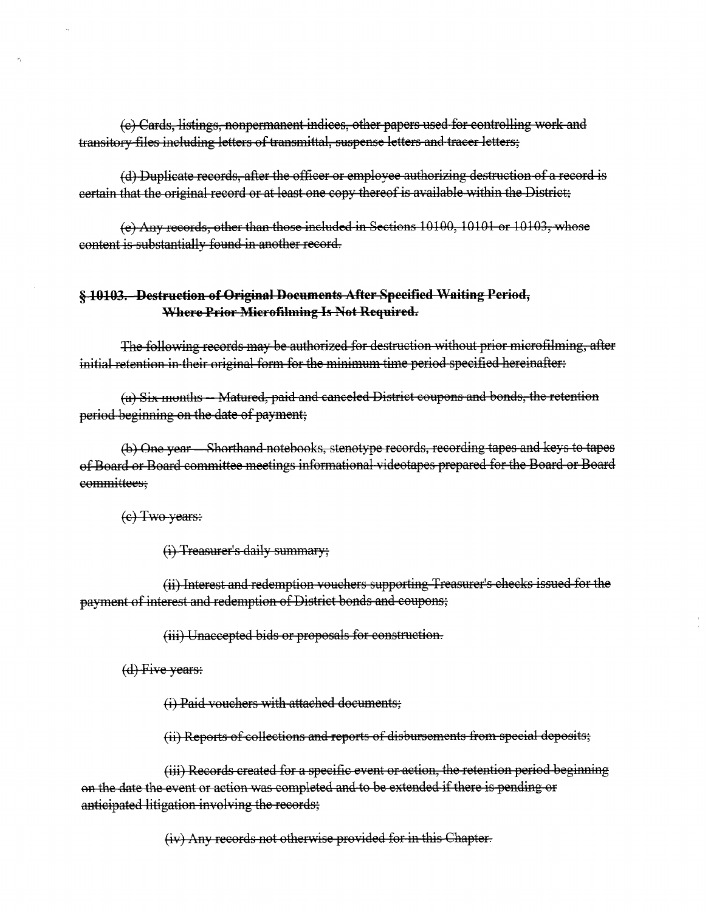~~(c) Cards, listings, nonpermanent indices, other papers used for controlling work and transitory files including letters of transmittal, suspense letters and tracer letters;~~

~~(d) Duplicate records, after the officer or employee authorizing destruction of a record is certain that the original record or at least one copy thereof is available within the District;~~

~~(e) Any records, other than those included in Sections 10100, 10101 or 10103, whose content is substantially found in another record.~~

## ~~§ 10103. Destruction of Original Documents After Specified Waiting Period, Where Prior Microfilming Is Not Required.~~

~~The following records may be authorized for destruction without prior microfilming, after initial retention in their original form for the minimum time period specified hereinafter:~~

~~(a) Six months -- Matured, paid and canceled District coupons and bonds, the retention period beginning on the date of payment;~~

~~(b) One year -- Shorthand notebooks, stenotype records, recording tapes and keys to tapes of Board or Board committee meetings informational videotapes prepared for the Board or Board committees;~~

~~(c) Two years:~~

~~(i) Treasurer's daily summary;~~

~~(ii) Interest and redemption vouchers supporting Treasurer's checks issued for the payment of interest and redemption of District bonds and coupons;~~

~~(iii) Unaccepted bids or proposals for construction.~~

~~(d) Five years:~~

~~(i) Paid vouchers with attached documents;~~

~~(ii) Reports of collections and reports of disbursements from special deposits;~~

~~(iii) Records created for a specific event or action, the retention period beginning on the date the event or action was completed and to be extended if there is pending or anticipated litigation involving the records;~~

~~(iv) Any records not otherwise provided for in this Chapter.~~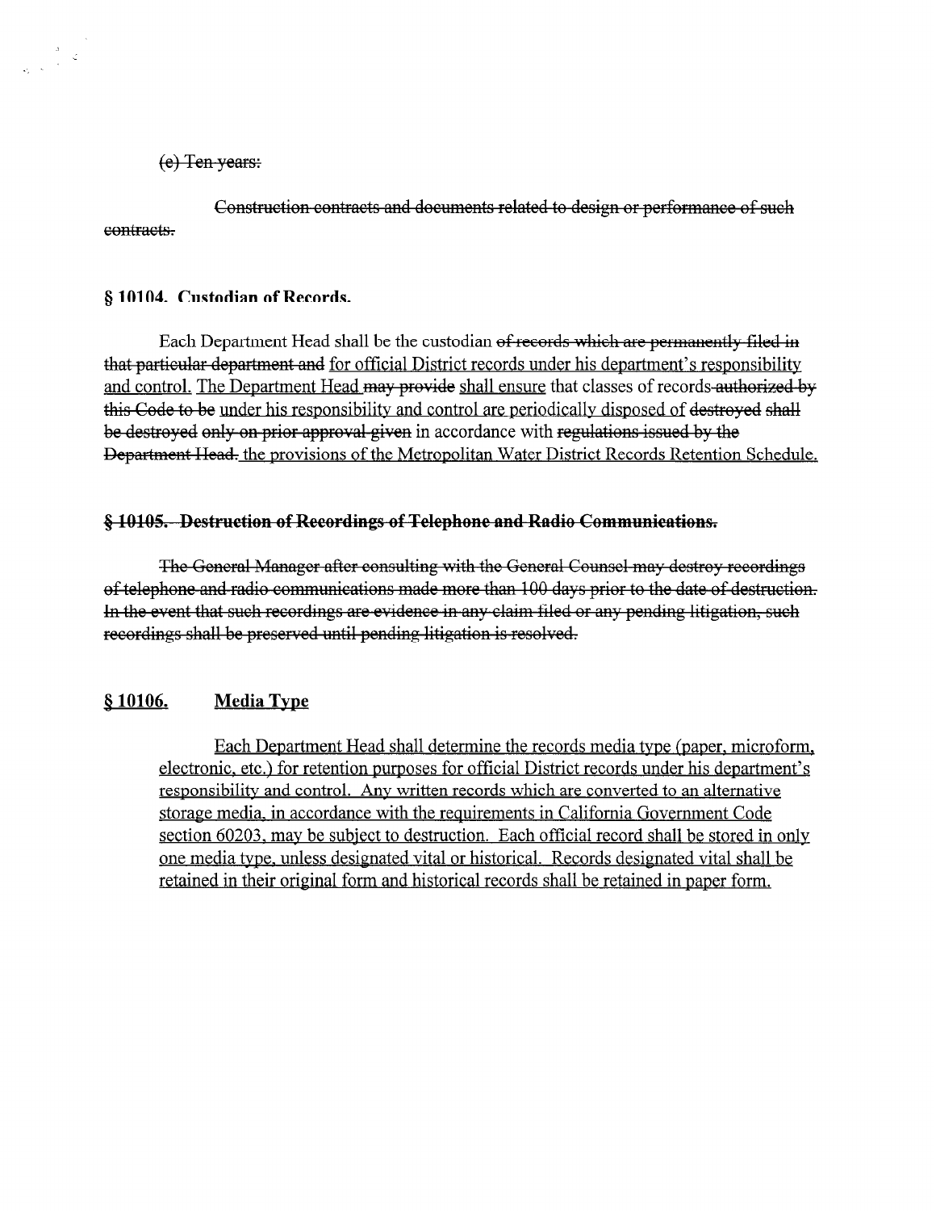~~(e) Ten years:~~

~~Construction contracts and documents related to design or performance of such contracts.~~

**§ 10104. Custodian of Records.**

Each Department Head shall be the custodian ~~of records which are permanently filed in that particular department and~~ <u>for official District records under his department's responsibility and control.</u> <u>The Department Head</u> ~~may provide~~ <u>shall ensure</u> that classes of records ~~authorized by this Code to be~~ <u>under his responsibility and control are periodically disposed of</u> ~~destroyed shall be destroyed only on prior approval given~~ in accordance with ~~regulations issued by the Department Head.~~ <u>the provisions of the Metropolitan Water District Records Retention Schedule.</u>

~~**§ 10105. Destruction of Recordings of Telephone and Radio Communications.**~~

~~The General Manager after consulting with the General Counsel may destroy recordings of telephone and radio communications made more than 100 days prior to the date of destruction. In the event that such recordings are evidence in any claim filed or any pending litigation, such recordings shall be preserved until pending litigation is resolved.~~

<u>**§ 10106. Media Type**</u>

<u>Each Department Head shall determine the records media type (paper, microform, electronic, etc.) for retention purposes for official District records under his department's responsibility and control. Any written records which are converted to an alternative storage media, in accordance with the requirements in California Government Code section 60203, may be subject to destruction. Each official record shall be stored in only one media type, unless designated vital or historical. Records designated vital shall be retained in their original form and historical records shall be retained in paper form.</u>